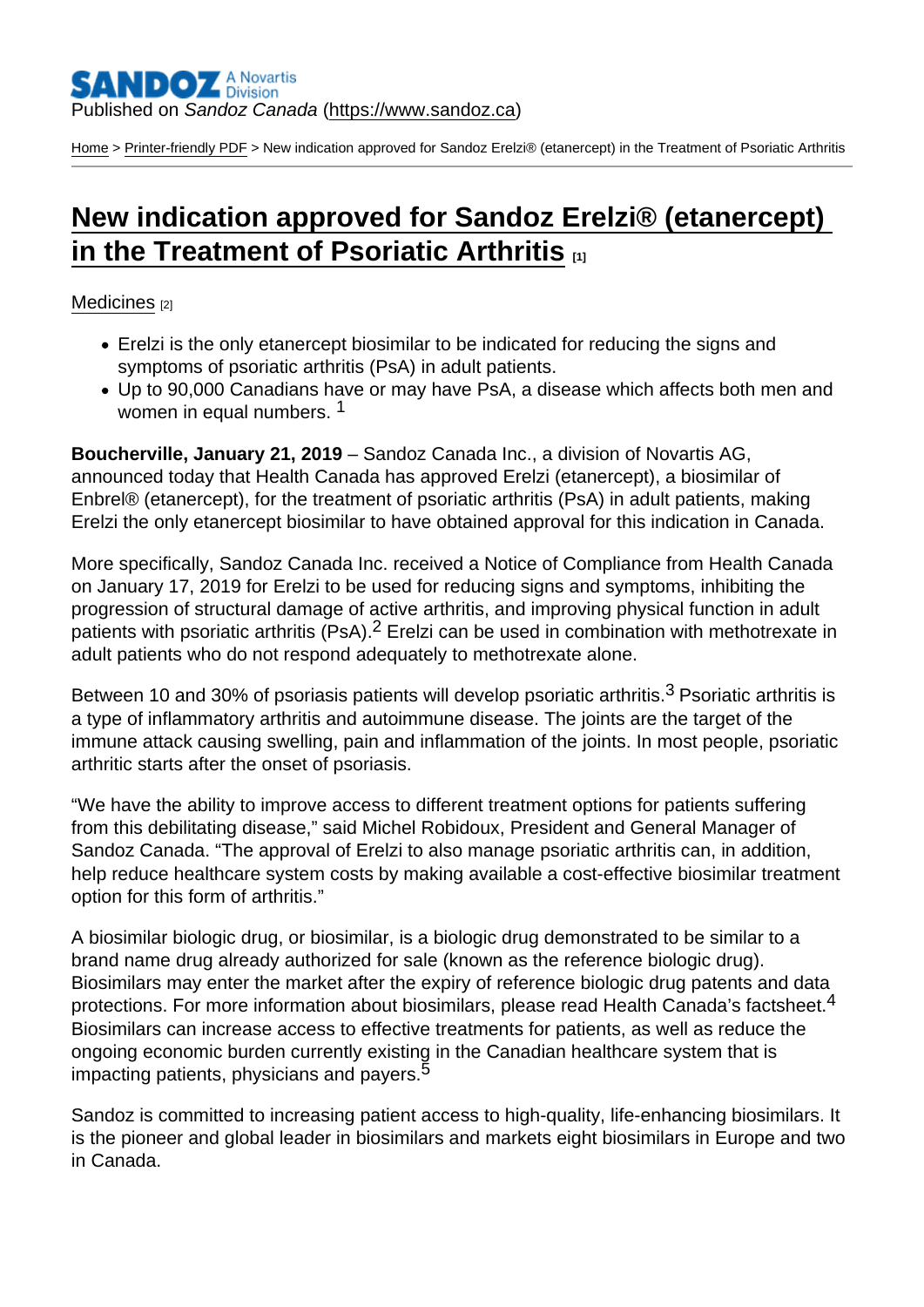Published on *Sandoz Canada* (https://www.sandoz.ca)

Home > Printer-friendly PDF > New indication approved for Sandoz Erelzi® (etanercept) in the Treatment of Psoriatic Arthritis

# New indication approved for Sandoz Erelzi® (etanercept) in the Treatment of Psoriatic Arthritis [1]

Medicines [2]

- Erelzi is the only etanercept biosimilar to be indicated for reducing the signs and symptoms of psoriatic arthritis (PsA) in adult patients.
- Up to 90,000 Canadians have or may have PsA, a disease which affects both men and women in equal numbers. [1]

**Boucherville, January 21, 2019** – Sandoz Canada Inc., a division of Novartis AG, announced today that Health Canada has approved Erelzi (etanercept), a biosimilar of Enbrel® (etanercept), for the treatment of psoriatic arthritis (PsA) in adult patients, making Erelzi the only etanercept biosimilar to have obtained approval for this indication in Canada.

More specifically, Sandoz Canada Inc. received a Notice of Compliance from Health Canada on January 17, 2019 for Erelzi to be used for reducing signs and symptoms, inhibiting the progression of structural damage of active arthritis, and improving physical function in adult patients with psoriatic arthritis (PsA).[2] Erelzi can be used in combination with methotrexate in adult patients who do not respond adequately to methotrexate alone.

Between 10 and 30% of psoriasis patients will develop psoriatic arthritis.[3] Psoriatic arthritis is a type of inflammatory arthritis and autoimmune disease. The joints are the target of the immune attack causing swelling, pain and inflammation of the joints. In most people, psoriatic arthritic starts after the onset of psoriasis.

"We have the ability to improve access to different treatment options for patients suffering from this debilitating disease," said Michel Robidoux, President and General Manager of Sandoz Canada. "The approval of Erelzi to also manage psoriatic arthritis can, in addition, help reduce healthcare system costs by making available a cost-effective biosimilar treatment option for this form of arthritis."

A biosimilar biologic drug, or biosimilar, is a biologic drug demonstrated to be similar to a brand name drug already authorized for sale (known as the reference biologic drug). Biosimilars may enter the market after the expiry of reference biologic drug patents and data protections. For more information about biosimilars, please read Health Canada's factsheet.[4] Biosimilars can increase access to effective treatments for patients, as well as reduce the ongoing economic burden currently existing in the Canadian healthcare system that is impacting patients, physicians and payers.[5]

Sandoz is committed to increasing patient access to high-quality, life-enhancing biosimilars. It is the pioneer and global leader in biosimilars and markets eight biosimilars in Europe and two in Canada.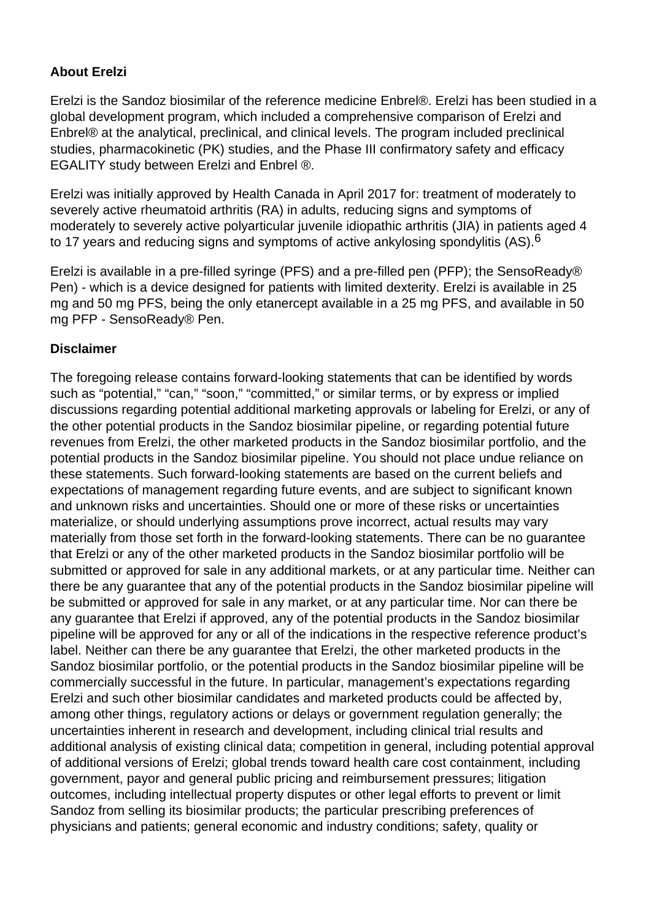**About Erelzi**

Erelzi is the Sandoz biosimilar of the reference medicine Enbrel®. Erelzi has been studied in a global development program, which included a comprehensive comparison of Erelzi and Enbrel® at the analytical, preclinical, and clinical levels. The program included preclinical studies, pharmacokinetic (PK) studies, and the Phase III confirmatory safety and efficacy EGALITY study between Erelzi and Enbrel ®.

Erelzi was initially approved by Health Canada in April 2017 for: treatment of moderately to severely active rheumatoid arthritis (RA) in adults, reducing signs and symptoms of moderately to severely active polyarticular juvenile idiopathic arthritis (JIA) in patients aged 4 to 17 years and reducing signs and symptoms of active ankylosing spondylitis (AS).[6]

Erelzi is available in a pre-filled syringe (PFS) and a pre-filled pen (PFP); the SensoReady® Pen) - which is a device designed for patients with limited dexterity. Erelzi is available in 25 mg and 50 mg PFS, being the only etanercept available in a 25 mg PFS, and available in 50 mg PFP - SensoReady® Pen.

**Disclaimer**

The foregoing release contains forward-looking statements that can be identified by words such as “potential,” “can,” “soon,” “committed,” or similar terms, or by express or implied discussions regarding potential additional marketing approvals or labeling for Erelzi, or any of the other potential products in the Sandoz biosimilar pipeline, or regarding potential future revenues from Erelzi, the other marketed products in the Sandoz biosimilar portfolio, and the potential products in the Sandoz biosimilar pipeline. You should not place undue reliance on these statements. Such forward-looking statements are based on the current beliefs and expectations of management regarding future events, and are subject to significant known and unknown risks and uncertainties. Should one or more of these risks or uncertainties materialize, or should underlying assumptions prove incorrect, actual results may vary materially from those set forth in the forward-looking statements. There can be no guarantee that Erelzi or any of the other marketed products in the Sandoz biosimilar portfolio will be submitted or approved for sale in any additional markets, or at any particular time. Neither can there be any guarantee that any of the potential products in the Sandoz biosimilar pipeline will be submitted or approved for sale in any market, or at any particular time. Nor can there be any guarantee that Erelzi if approved, any of the potential products in the Sandoz biosimilar pipeline will be approved for any or all of the indications in the respective reference product’s label. Neither can there be any guarantee that Erelzi, the other marketed products in the Sandoz biosimilar portfolio, or the potential products in the Sandoz biosimilar pipeline will be commercially successful in the future. In particular, management’s expectations regarding Erelzi and such other biosimilar candidates and marketed products could be affected by, among other things, regulatory actions or delays or government regulation generally; the uncertainties inherent in research and development, including clinical trial results and additional analysis of existing clinical data; competition in general, including potential approval of additional versions of Erelzi; global trends toward health care cost containment, including government, payor and general public pricing and reimbursement pressures; litigation outcomes, including intellectual property disputes or other legal efforts to prevent or limit Sandoz from selling its biosimilar products; the particular prescribing preferences of physicians and patients; general economic and industry conditions; safety, quality or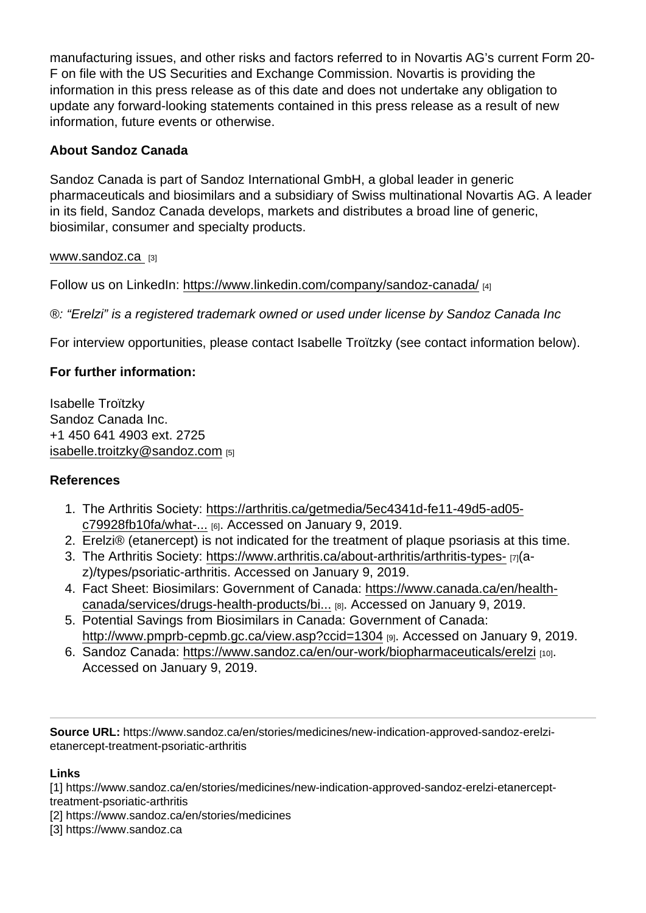manufacturing issues, and other risks and factors referred to in Novartis AG's current Form 20-F on file with the US Securities and Exchange Commission. Novartis is providing the information in this press release as of this date and does not undertake any obligation to update any forward-looking statements contained in this press release as a result of new information, future events or otherwise.

**About Sandoz Canada**

Sandoz Canada is part of Sandoz International GmbH, a global leader in generic pharmaceuticals and biosimilars and a subsidiary of Swiss multinational Novartis AG. A leader in its field, Sandoz Canada develops, markets and distributes a broad line of generic, biosimilar, consumer and specialty products.

www.sandoz.ca [3]

Follow us on LinkedIn: https://www.linkedin.com/company/sandoz-canada/ [4]

*®: "Erelzi" is a registered trademark owned or used under license by Sandoz Canada Inc*

For interview opportunities, please contact Isabelle Troïtzky (see contact information below).

**For further information:**

Isabelle Troïtzky
Sandoz Canada Inc.
+1 450 641 4903 ext. 2725
isabelle.troitzky@sandoz.com [5]

**References**

1. The Arthritis Society: https://arthritis.ca/getmedia/5ec4341d-fe11-49d5-ad05-c79928fb10fa/what-... [6]. Accessed on January 9, 2019.
2. Erelzi® (etanercept) is not indicated for the treatment of plaque psoriasis at this time.
3. The Arthritis Society: https://www.arthritis.ca/about-arthritis/arthritis-types- [7](a-z)/types/psoriatic-arthritis. Accessed on January 9, 2019.
4. Fact Sheet: Biosimilars: Government of Canada: https://www.canada.ca/en/health-canada/services/drugs-health-products/bi... [8]. Accessed on January 9, 2019.
5. Potential Savings from Biosimilars in Canada: Government of Canada: http://www.pmprb-cepmb.gc.ca/view.asp?ccid=1304 [9]. Accessed on January 9, 2019.
6. Sandoz Canada: https://www.sandoz.ca/en/our-work/biopharmaceuticals/erelzi [10]. Accessed on January 9, 2019.

---

**Source URL:** https://www.sandoz.ca/en/stories/medicines/new-indication-approved-sandoz-erelzi-etanercept-treatment-psoriatic-arthritis

**Links**
[1] https://www.sandoz.ca/en/stories/medicines/new-indication-approved-sandoz-erelzi-etanercept-treatment-psoriatic-arthritis
[2] https://www.sandoz.ca/en/stories/medicines
[3] https://www.sandoz.ca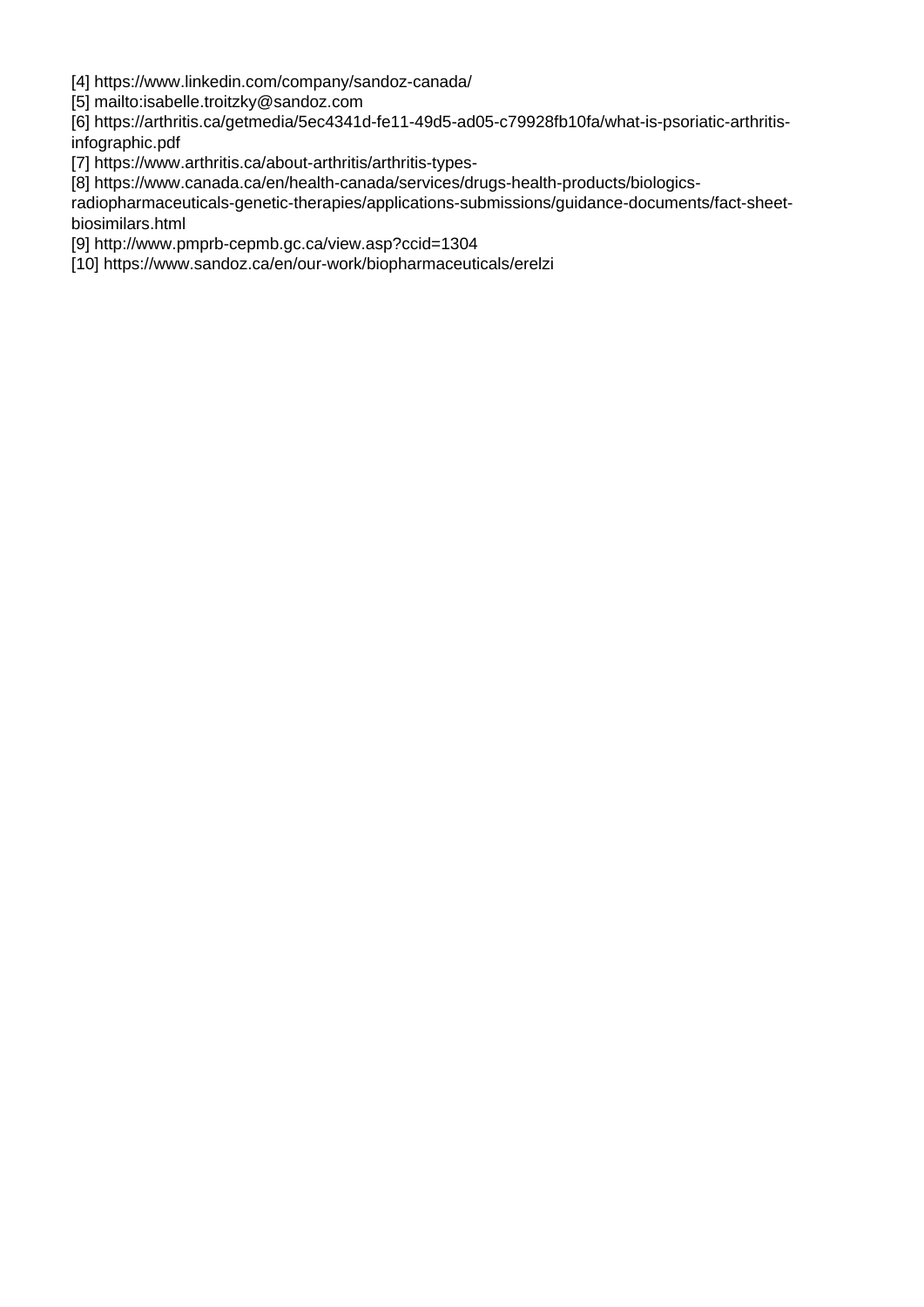[4] https://www.linkedin.com/company/sandoz-canada/
[5] mailto:isabelle.troitzky@sandoz.com
[6] https://arthritis.ca/getmedia/5ec4341d-fe11-49d5-ad05-c79928fb10fa/what-is-psoriatic-arthritis-infographic.pdf
[7] https://www.arthritis.ca/about-arthritis/arthritis-types-
[8] https://www.canada.ca/en/health-canada/services/drugs-health-products/biologics-radiopharmaceuticals-genetic-therapies/applications-submissions/guidance-documents/fact-sheet-biosimilars.html
[9] http://www.pmprb-cepmb.gc.ca/view.asp?ccid=1304
[10] https://www.sandoz.ca/en/our-work/biopharmaceuticals/erelzi